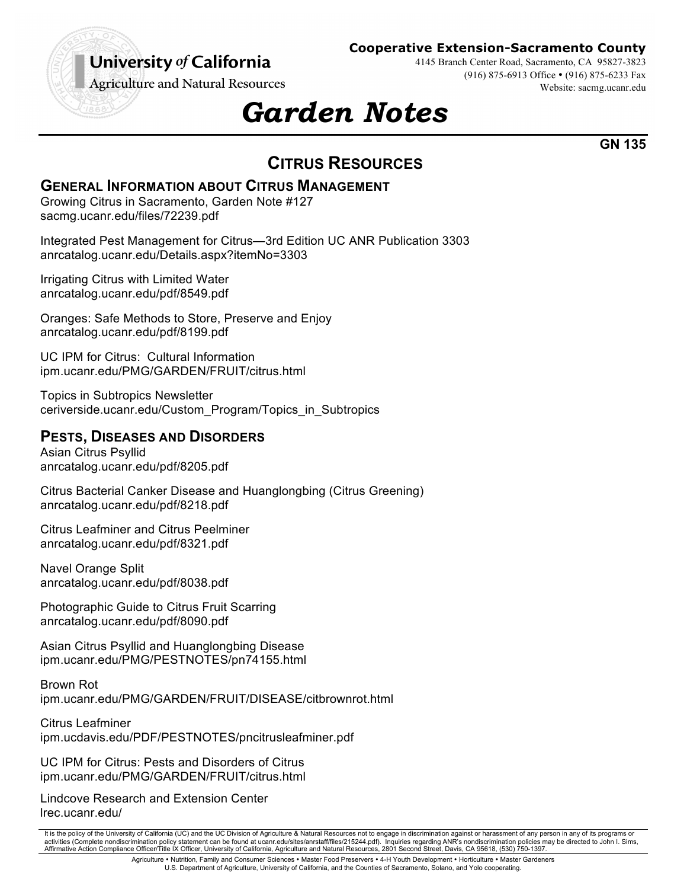**University *of* California**
Agriculture and Natural Resources

**Cooperative Extension-Sacramento County**
4145 Branch Center Road, Sacramento, CA 95827-3823
(916) 875-6913 Office • (916) 875-6233 Fax
Website: sacmg.ucanr.edu

# *Garden Notes*

**GN 135**

## CITRUS RESOURCES

### GENERAL INFORMATION ABOUT CITRUS MANAGEMENT

Growing Citrus in Sacramento, Garden Note #127
sacmg.ucanr.edu/files/72239.pdf

Integrated Pest Management for Citrus—3rd Edition UC ANR Publication 3303
anrcatalog.ucanr.edu/Details.aspx?itemNo=3303

Irrigating Citrus with Limited Water
anrcatalog.ucanr.edu/pdf/8549.pdf

Oranges: Safe Methods to Store, Preserve and Enjoy
anrcatalog.ucanr.edu/pdf/8199.pdf

UC IPM for Citrus: Cultural Information
ipm.ucanr.edu/PMG/GARDEN/FRUIT/citrus.html

Topics in Subtropics Newsletter
ceriverside.ucanr.edu/Custom_Program/Topics_in_Subtropics

### PESTS, DISEASES AND DISORDERS

Asian Citrus Psyllid
anrcatalog.ucanr.edu/pdf/8205.pdf

Citrus Bacterial Canker Disease and Huanglongbing (Citrus Greening)
anrcatalog.ucanr.edu/pdf/8218.pdf

Citrus Leafminer and Citrus Peelminer
anrcatalog.ucanr.edu/pdf/8321.pdf

Navel Orange Split
anrcatalog.ucanr.edu/pdf/8038.pdf

Photographic Guide to Citrus Fruit Scarring
anrcatalog.ucanr.edu/pdf/8090.pdf

Asian Citrus Psyllid and Huanglongbing Disease
ipm.ucanr.edu/PMG/PESTNOTES/pn74155.html

Brown Rot
ipm.ucanr.edu/PMG/GARDEN/FRUIT/DISEASE/citbrownrot.html

Citrus Leafminer
ipm.ucdavis.edu/PDF/PESTNOTES/pncitrusleafminer.pdf

UC IPM for Citrus: Pests and Disorders of Citrus
ipm.ucanr.edu/PMG/GARDEN/FRUIT/citrus.html

Lindcove Research and Extension Center
lrec.ucanr.edu/

It is the policy of the University of California (UC) and the UC Division of Agriculture & Natural Resources not to engage in discrimination against or harassment of any person in any of its programs or activities (Complete nondiscrimination policy statement can be found at ucanr.edu/sites/anrstaff/files/215244.pdf). Inquiries regarding ANR's nondiscrimination policies may be directed to John I. Sims, Affirmative Action Compliance Officer/Title IX Officer, University of California, Agriculture and Natural Resources, 2801 Second Street, Davis, CA 95618, (530) 750-1397.

Agriculture • Nutrition, Family and Consumer Sciences • Master Food Preservers • 4-H Youth Development • Horticulture • Master Gardeners
U.S. Department of Agriculture, University of California, and the Counties of Sacramento, Solano, and Yolo cooperating.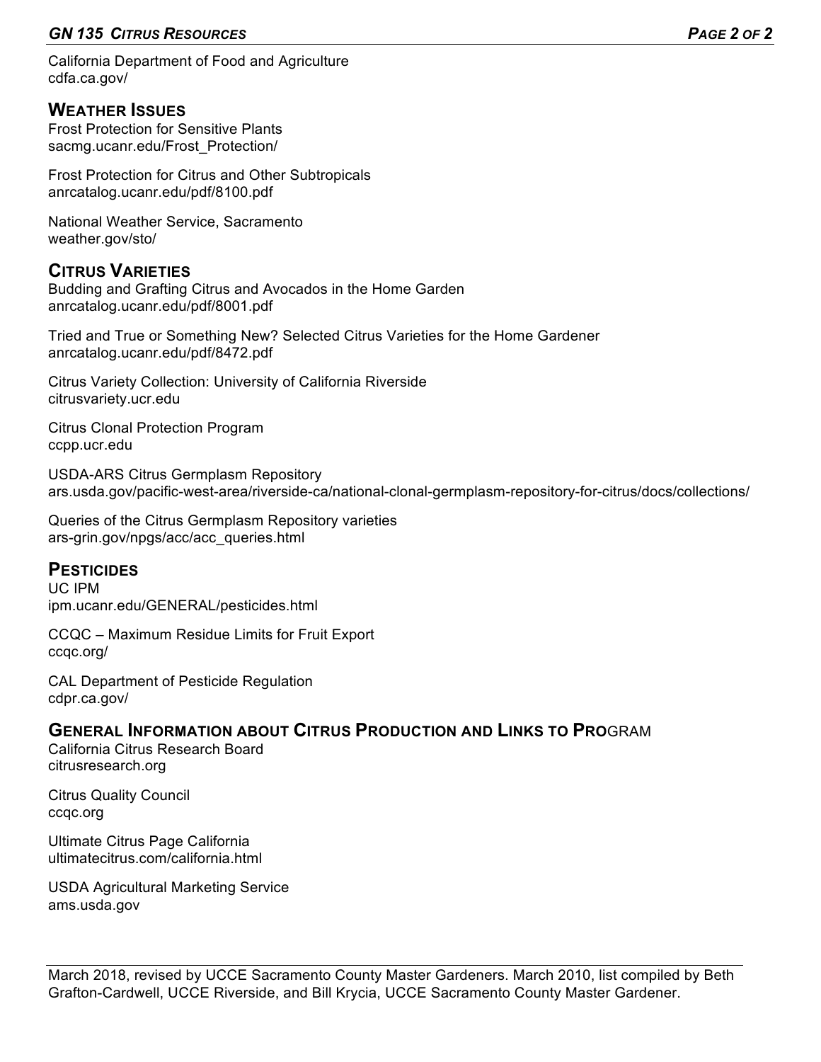California Department of Food and Agriculture
cdfa.ca.gov/

## WEATHER ISSUES

Frost Protection for Sensitive Plants
sacmg.ucanr.edu/Frost_Protection/

Frost Protection for Citrus and Other Subtropicals
anrcatalog.ucanr.edu/pdf/8100.pdf

National Weather Service, Sacramento
weather.gov/sto/

## CITRUS VARIETIES

Budding and Grafting Citrus and Avocados in the Home Garden
anrcatalog.ucanr.edu/pdf/8001.pdf

Tried and True or Something New? Selected Citrus Varieties for the Home Gardener
anrcatalog.ucanr.edu/pdf/8472.pdf

Citrus Variety Collection: University of California Riverside
citrusvariety.ucr.edu

Citrus Clonal Protection Program
ccpp.ucr.edu

USDA-ARS Citrus Germplasm Repository
ars.usda.gov/pacific-west-area/riverside-ca/national-clonal-germplasm-repository-for-citrus/docs/collections/

Queries of the Citrus Germplasm Repository varieties
ars-grin.gov/npgs/acc/acc_queries.html

## PESTICIDES

UC IPM
ipm.ucanr.edu/GENERAL/pesticides.html

CCQC – Maximum Residue Limits for Fruit Export
ccqc.org/

CAL Department of Pesticide Regulation
cdpr.ca.gov/

## GENERAL INFORMATION ABOUT CITRUS PRODUCTION AND LINKS TO PROGRAM

California Citrus Research Board
citrusresearch.org

Citrus Quality Council
ccqc.org

Ultimate Citrus Page California
ultimatecitrus.com/california.html

USDA Agricultural Marketing Service
ams.usda.gov

---

March 2018, revised by UCCE Sacramento County Master Gardeners. March 2010, list compiled by Beth Grafton-Cardwell, UCCE Riverside, and Bill Krycia, UCCE Sacramento County Master Gardener.